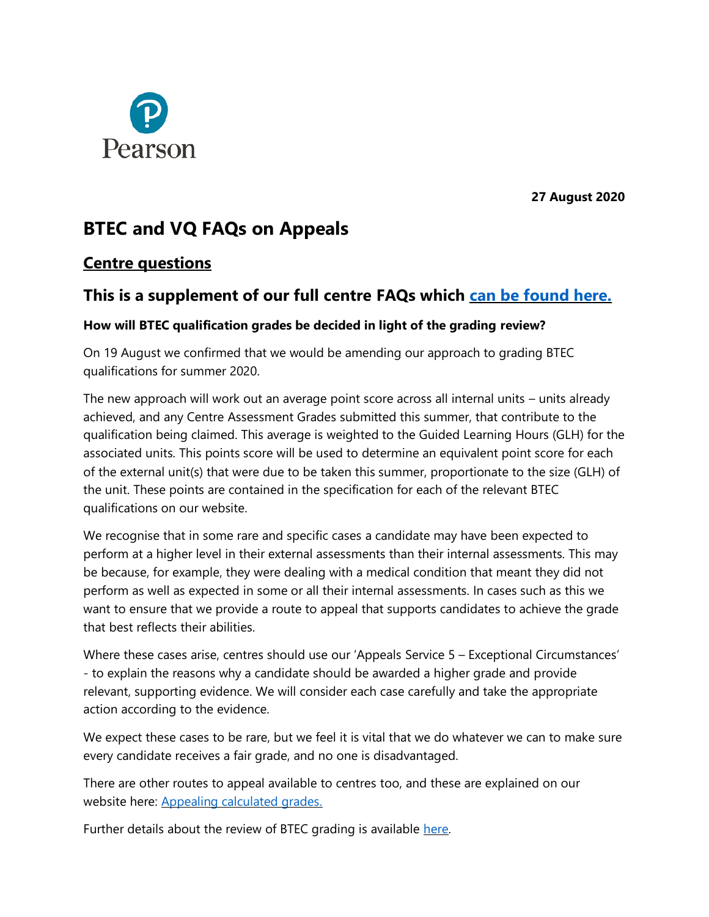**27 August 2020**

# BTEC and VQ FAQs on Appeals

## Centre questions

## This is a supplement of our full centre FAQs which [can be found here.]()

**How will BTEC qualification grades be decided in light of the grading review?**

On 19 August we confirmed that we would be amending our approach to grading BTEC qualifications for summer 2020.

The new approach will work out an average point score across all internal units – units already achieved, and any Centre Assessment Grades submitted this summer, that contribute to the qualification being claimed. This average is weighted to the Guided Learning Hours (GLH) for the associated units. This points score will be used to determine an equivalent point score for each of the external unit(s) that were due to be taken this summer, proportionate to the size (GLH) of the unit. These points are contained in the specification for each of the relevant BTEC qualifications on our website.

We recognise that in some rare and specific cases a candidate may have been expected to perform at a higher level in their external assessments than their internal assessments. This may be because, for example, they were dealing with a medical condition that meant they did not perform as well as expected in some or all their internal assessments. In cases such as this we want to ensure that we provide a route to appeal that supports candidates to achieve the grade that best reflects their abilities.

Where these cases arise, centres should use our 'Appeals Service 5 – Exceptional Circumstances' - to explain the reasons why a candidate should be awarded a higher grade and provide relevant, supporting evidence. We will consider each case carefully and take the appropriate action according to the evidence.

We expect these cases to be rare, but we feel it is vital that we do whatever we can to make sure every candidate receives a fair grade, and no one is disadvantaged.

There are other routes to appeal available to centres too, and these are explained on our website here: [Appealing calculated grades.]()

Further details about the review of BTEC grading is available [here]().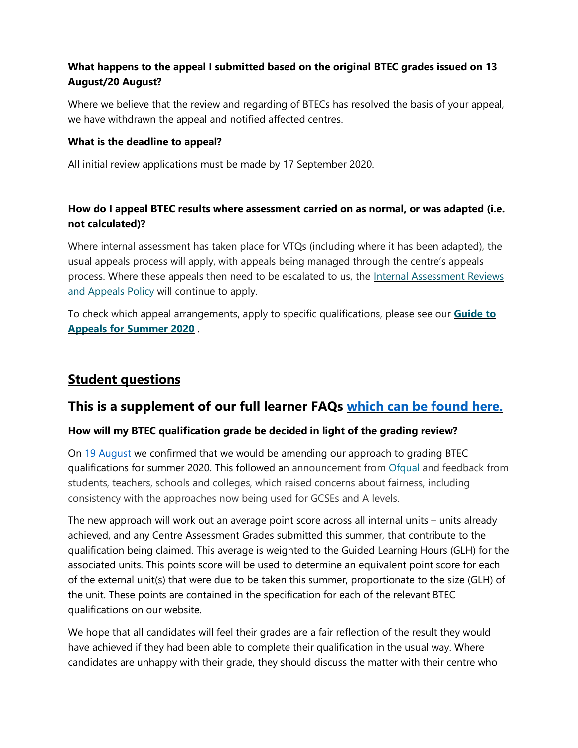**What happens to the appeal I submitted based on the original BTEC grades issued on 13 August/20 August?**

Where we believe that the review and regarding of BTECs has resolved the basis of your appeal, we have withdrawn the appeal and notified affected centres.

**What is the deadline to appeal?**

All initial review applications must be made by 17 September 2020.

**How do I appeal BTEC results where assessment carried on as normal, or was adapted (i.e. not calculated)?**

Where internal assessment has taken place for VTQs (including where it has been adapted), the usual appeals process will apply, with appeals being managed through the centre's appeals process. Where these appeals then need to be escalated to us, the Internal Assessment Reviews and Appeals Policy will continue to apply.

To check which appeal arrangements, apply to specific qualifications, please see our **Guide to Appeals for Summer 2020** .

## Student questions

## This is a supplement of our full learner FAQs which can be found here.

**How will my BTEC qualification grade be decided in light of the grading review?**

On 19 August we confirmed that we would be amending our approach to grading BTEC qualifications for summer 2020. This followed an announcement from Ofqual and feedback from students, teachers, schools and colleges, which raised concerns about fairness, including consistency with the approaches now being used for GCSEs and A levels.

The new approach will work out an average point score across all internal units – units already achieved, and any Centre Assessment Grades submitted this summer, that contribute to the qualification being claimed. This average is weighted to the Guided Learning Hours (GLH) for the associated units. This points score will be used to determine an equivalent point score for each of the external unit(s) that were due to be taken this summer, proportionate to the size (GLH) of the unit. These points are contained in the specification for each of the relevant BTEC qualifications on our website.

We hope that all candidates will feel their grades are a fair reflection of the result they would have achieved if they had been able to complete their qualification in the usual way. Where candidates are unhappy with their grade, they should discuss the matter with their centre who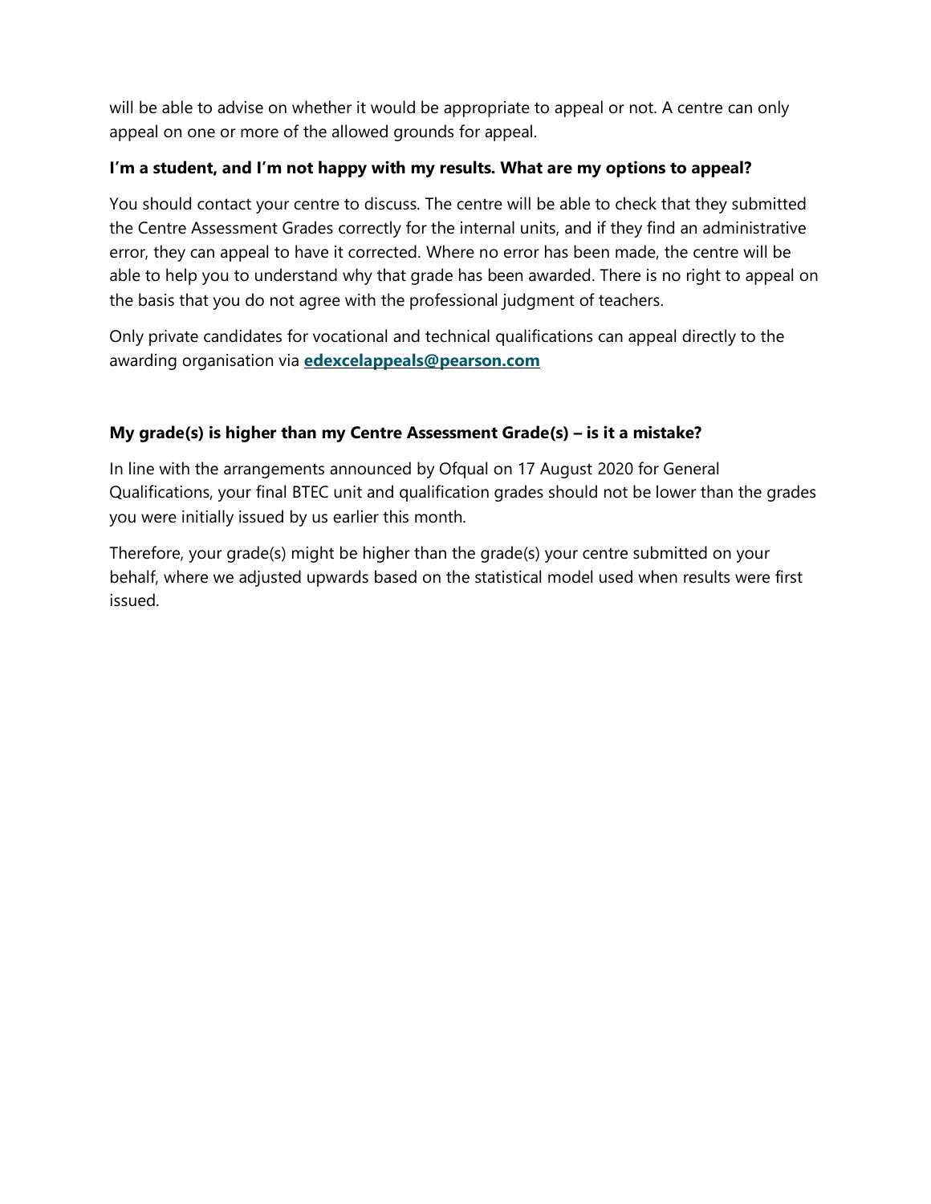will be able to advise on whether it would be appropriate to appeal or not. A centre can only appeal on one or more of the allowed grounds for appeal.

**I'm a student, and I'm not happy with my results. What are my options to appeal?**

You should contact your centre to discuss. The centre will be able to check that they submitted the Centre Assessment Grades correctly for the internal units, and if they find an administrative error, they can appeal to have it corrected. Where no error has been made, the centre will be able to help you to understand why that grade has been awarded. There is no right to appeal on the basis that you do not agree with the professional judgment of teachers.

Only private candidates for vocational and technical qualifications can appeal directly to the awarding organisation via **edexcelappeals@pearson.com**

**My grade(s) is higher than my Centre Assessment Grade(s) – is it a mistake?**

In line with the arrangements announced by Ofqual on 17 August 2020 for General Qualifications, your final BTEC unit and qualification grades should not be lower than the grades you were initially issued by us earlier this month.

Therefore, your grade(s) might be higher than the grade(s) your centre submitted on your behalf, where we adjusted upwards based on the statistical model used when results were first issued.